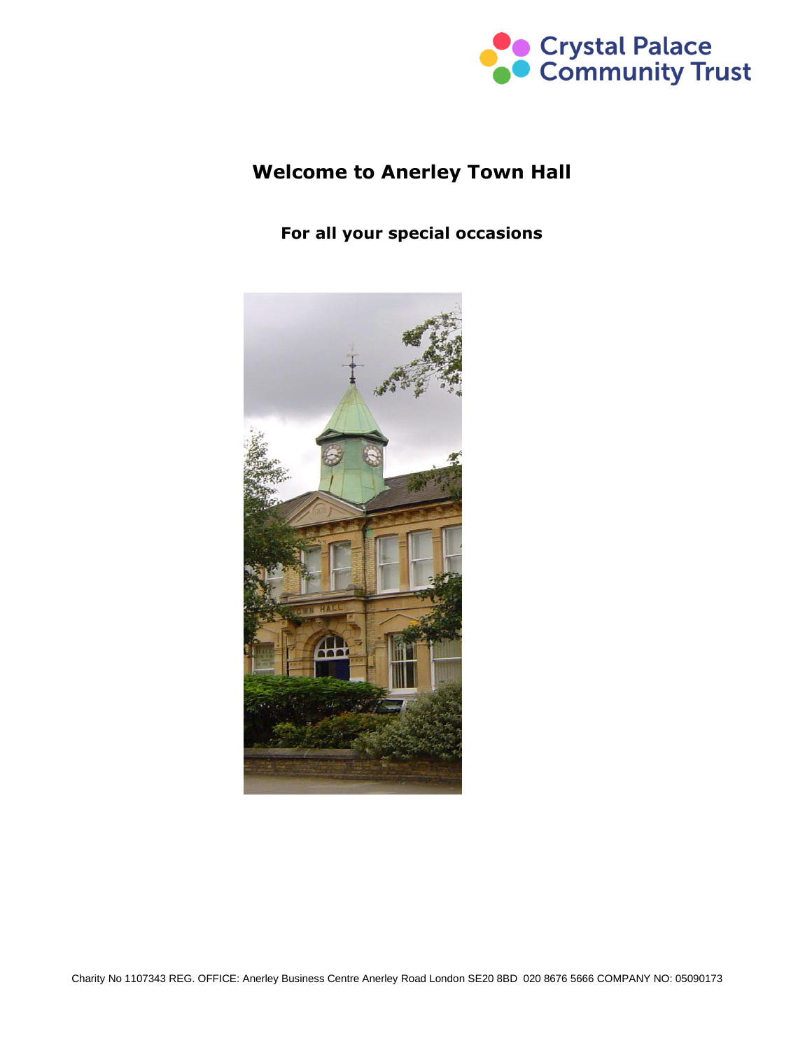Crystal Palace Community Trust

# Welcome to Anerley Town Hall

## For all your special occasions

Charity No 1107343 REG. OFFICE: Anerley Business Centre Anerley Road London SE20 8BD 020 8676 5666 COMPANY NO: 05090173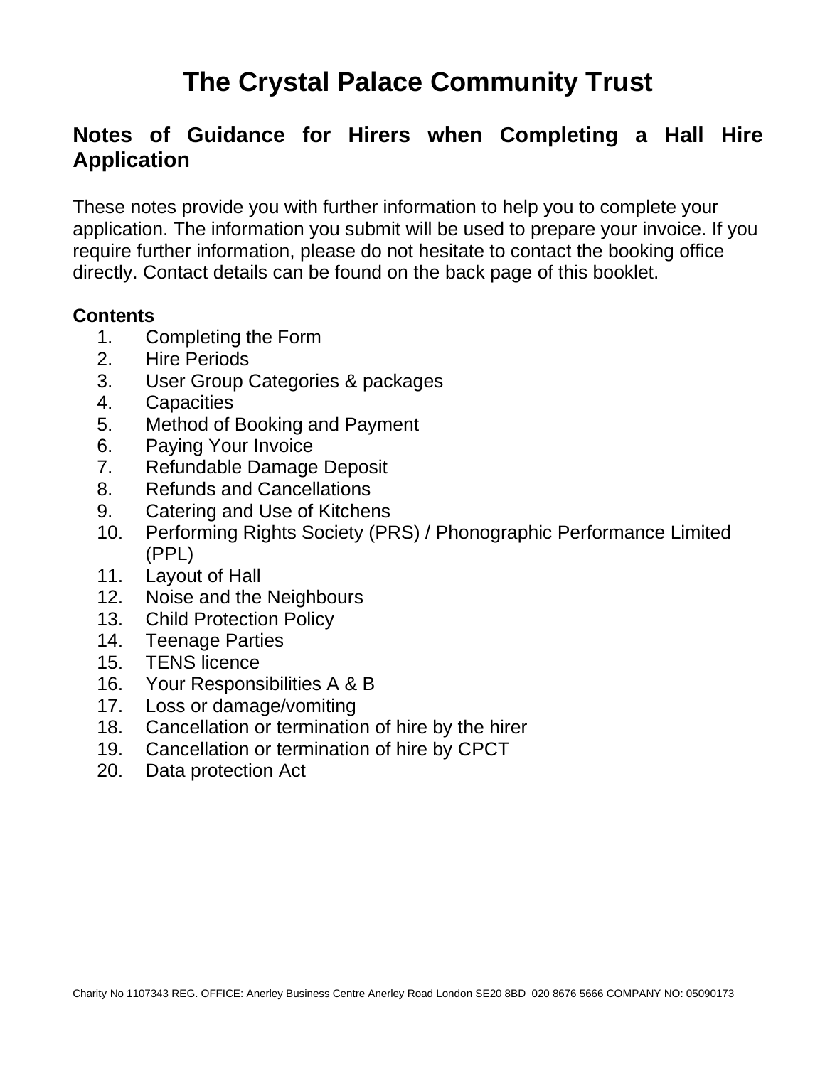# The Crystal Palace Community Trust

## Notes of Guidance for Hirers when Completing a Hall Hire Application

These notes provide you with further information to help you to complete your application. The information you submit will be used to prepare your invoice. If you require further information, please do not hesitate to contact the booking office directly. Contact details can be found on the back page of this booklet.

**Contents**

1. Completing the Form
2. Hire Periods
3. User Group Categories & packages
4. Capacities
5. Method of Booking and Payment
6. Paying Your Invoice
7. Refundable Damage Deposit
8. Refunds and Cancellations
9. Catering and Use of Kitchens
10. Performing Rights Society (PRS) / Phonographic Performance Limited (PPL)
11. Layout of Hall
12. Noise and the Neighbours
13. Child Protection Policy
14. Teenage Parties
15. TENS licence
16. Your Responsibilities A & B
17. Loss or damage/vomiting
18. Cancellation or termination of hire by the hirer
19. Cancellation or termination of hire by CPCT
20. Data protection Act

Charity No 1107343 REG. OFFICE: Anerley Business Centre Anerley Road London SE20 8BD 020 8676 5666 COMPANY NO: 05090173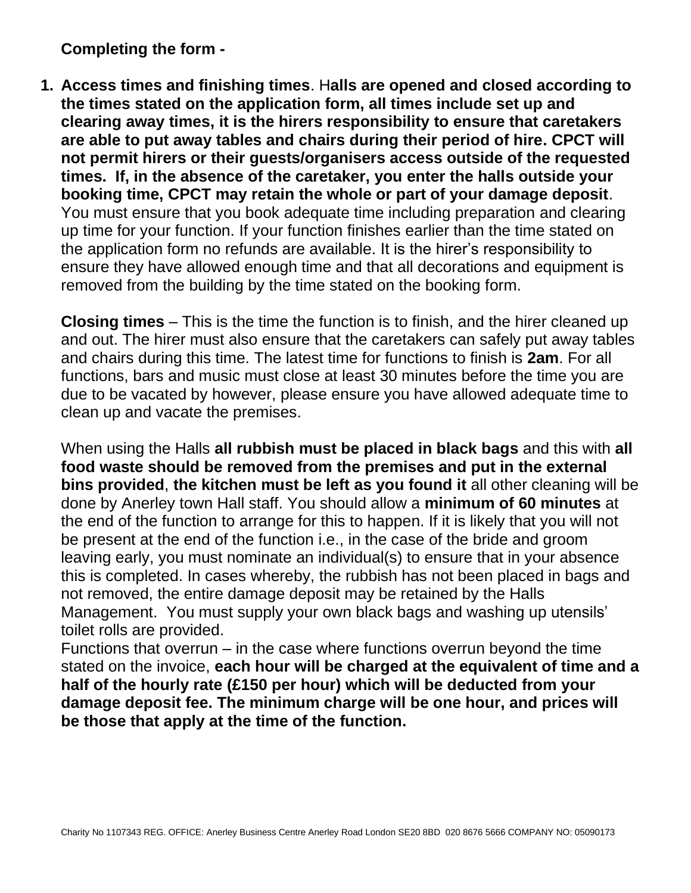**Completing the form -**

1. **Access times and finishing times**. H**alls are opened and closed according to the times stated on the application form, all times include set up and clearing away times, it is the hirers responsibility to ensure that caretakers are able to put away tables and chairs during their period of hire. CPCT will not permit hirers or their guests/organisers access outside of the requested times. If, in the absence of the caretaker, you enter the halls outside your booking time, CPCT may retain the whole or part of your damage deposit**. You must ensure that you book adequate time including preparation and clearing up time for your function. If your function finishes earlier than the time stated on the application form no refunds are available. It is the hirer's responsibility to ensure they have allowed enough time and that all decorations and equipment is removed from the building by the time stated on the booking form.

   **Closing times** – This is the time the function is to finish, and the hirer cleaned up and out. The hirer must also ensure that the caretakers can safely put away tables and chairs during this time. The latest time for functions to finish is **2am**. For all functions, bars and music must close at least 30 minutes before the time you are due to be vacated by however, please ensure you have allowed adequate time to clean up and vacate the premises.

   When using the Halls **all rubbish must be placed in black bags** and this with **all food waste should be removed from the premises and put in the external bins provided**, **the kitchen must be left as you found it** all other cleaning will be done by Anerley town Hall staff. You should allow a **minimum of 60 minutes** at the end of the function to arrange for this to happen. If it is likely that you will not be present at the end of the function i.e., in the case of the bride and groom leaving early, you must nominate an individual(s) to ensure that in your absence this is completed. In cases whereby, the rubbish has not been placed in bags and not removed, the entire damage deposit may be retained by the Halls Management. You must supply your own black bags and washing up utensils' toilet rolls are provided.
   Functions that overrun – in the case where functions overrun beyond the time stated on the invoice, **each hour will be charged at the equivalent of time and a half of the hourly rate (£150 per hour) which will be deducted from your damage deposit fee. The minimum charge will be one hour, and prices will be those that apply at the time of the function.**

Charity No 1107343 REG. OFFICE: Anerley Business Centre Anerley Road London SE20 8BD 020 8676 5666 COMPANY NO: 05090173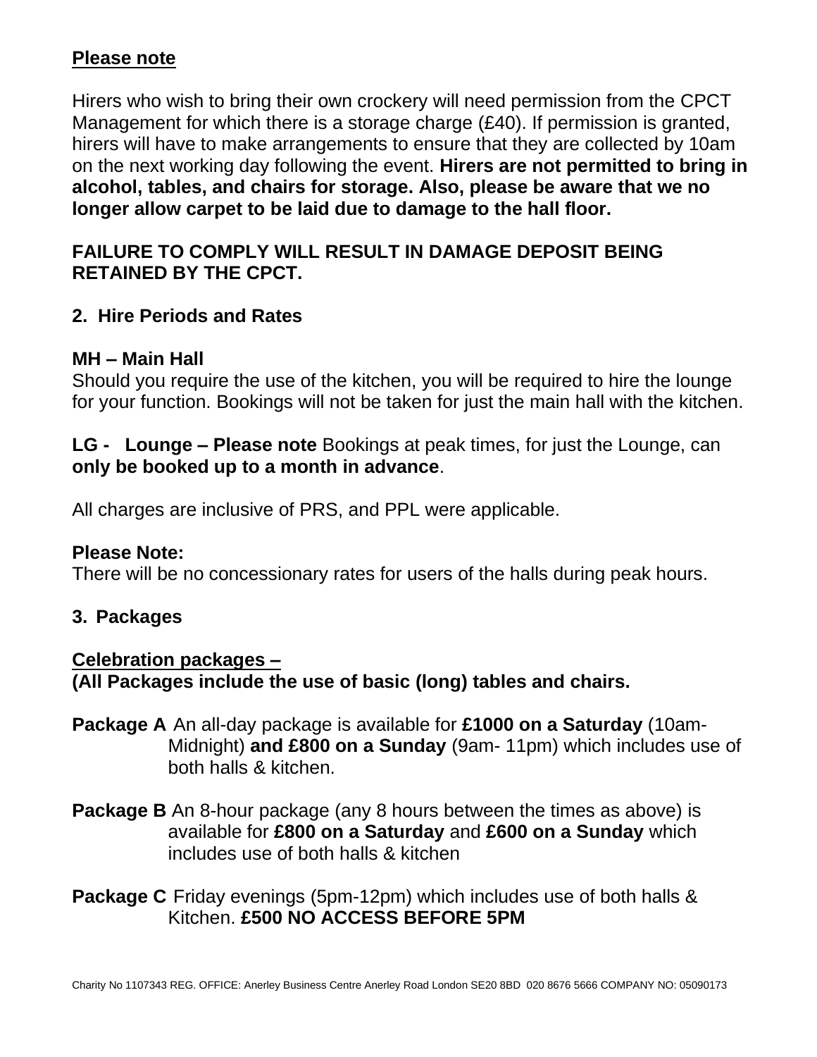**<u>Please note</u>**

Hirers who wish to bring their own crockery will need permission from the CPCT Management for which there is a storage charge (£40). If permission is granted, hirers will have to make arrangements to ensure that they are collected by 10am on the next working day following the event. **Hirers are not permitted to bring in alcohol, tables, and chairs for storage. Also, please be aware that we no longer allow carpet to be laid due to damage to the hall floor.**

**FAILURE TO COMPLY WILL RESULT IN DAMAGE DEPOSIT BEING RETAINED BY THE CPCT.**

## 2. Hire Periods and Rates

**MH – Main Hall**
Should you require the use of the kitchen, you will be required to hire the lounge for your function. Bookings will not be taken for just the main hall with the kitchen.

**LG - Lounge – Please note** Bookings at peak times, for just the Lounge, can **only be booked up to a month in advance**.

All charges are inclusive of PRS, and PPL were applicable.

**Please Note:**
There will be no concessionary rates for users of the halls during peak hours.

## 3. Packages

**<u>Celebration packages –</u>**
**(All Packages include the use of basic (long) tables and chairs.**

**Package A** An all-day package is available for **£1000 on a Saturday** (10am-Midnight) **and £800 on a Sunday** (9am- 11pm) which includes use of both halls & kitchen.

**Package B** An 8-hour package (any 8 hours between the times as above) is available for **£800 on a Saturday** and **£600 on a Sunday** which includes use of both halls & kitchen

**Package C** Friday evenings (5pm-12pm) which includes use of both halls & Kitchen. **£500 NO ACCESS BEFORE 5PM**

Charity No 1107343 REG. OFFICE: Anerley Business Centre Anerley Road London SE20 8BD 020 8676 5666 COMPANY NO: 05090173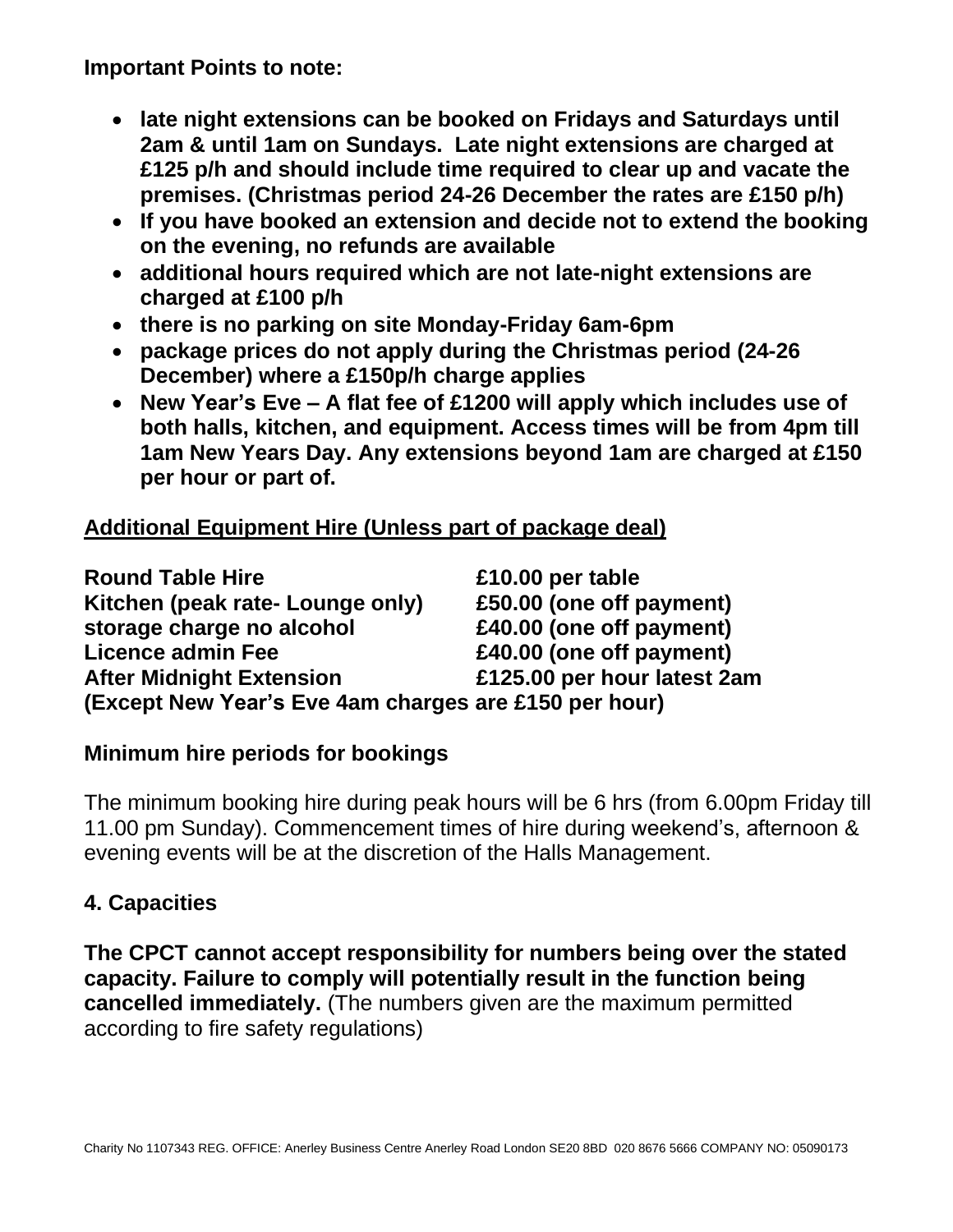**Important Points to note:**

- **late night extensions can be booked on Fridays and Saturdays until 2am & until 1am on Sundays. Late night extensions are charged at £125 p/h and should include time required to clear up and vacate the premises. (Christmas period 24-26 December the rates are £150 p/h)**
- **If you have booked an extension and decide not to extend the booking on the evening, no refunds are available**
- **additional hours required which are not late-night extensions are charged at £100 p/h**
- **there is no parking on site Monday-Friday 6am-6pm**
- **package prices do not apply during the Christmas period (24-26 December) where a £150p/h charge applies**
- **New Year's Eve – A flat fee of £1200 will apply which includes use of both halls, kitchen, and equipment. Access times will be from 4pm till 1am New Years Day. Any extensions beyond 1am are charged at £150 per hour or part of.**

**<u>Additional Equipment Hire (Unless part of package deal)</u>**

| | |
|---|---|
| **Round Table Hire** | **£10.00 per table** |
| **Kitchen (peak rate- Lounge only)** | **£50.00 (one off payment)** |
| **storage charge no alcohol** | **£40.00 (one off payment)** |
| **Licence admin Fee** | **£40.00 (one off payment)** |
| **After Midnight Extension** | **£125.00 per hour latest 2am** |

**(Except New Year's Eve 4am charges are £150 per hour)**

### Minimum hire periods for bookings

The minimum booking hire during peak hours will be 6 hrs (from 6.00pm Friday till 11.00 pm Sunday). Commencement times of hire during weekend's, afternoon & evening events will be at the discretion of the Halls Management.

### 4. Capacities

**The CPCT cannot accept responsibility for numbers being over the stated capacity. Failure to comply will potentially result in the function being cancelled immediately.** (The numbers given are the maximum permitted according to fire safety regulations)

Charity No 1107343 REG. OFFICE: Anerley Business Centre Anerley Road London SE20 8BD 020 8676 5666 COMPANY NO: 05090173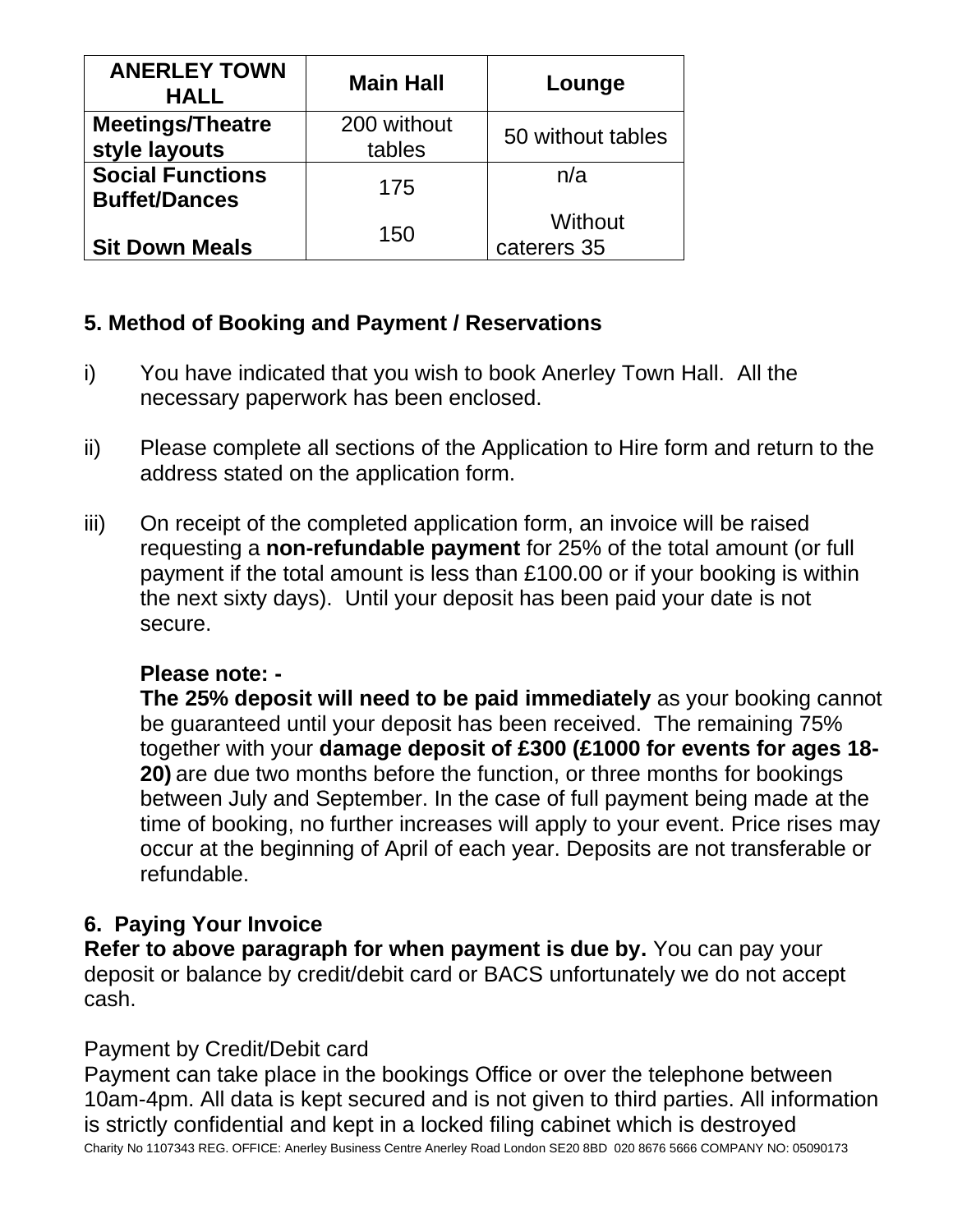| ANERLEY TOWN HALL | Main Hall | Lounge |
|---|---|---|
| Meetings/Theatre style layouts | 200 without tables | 50 without tables |
| Social Functions Buffet/Dances | 175 | n/a |
| Sit Down Meals | 150 | Without caterers 35 |

## 5. Method of Booking and Payment / Reservations

i) You have indicated that you wish to book Anerley Town Hall. All the necessary paperwork has been enclosed.

ii) Please complete all sections of the Application to Hire form and return to the address stated on the application form.

iii) On receipt of the completed application form, an invoice will be raised requesting a **non-refundable payment** for 25% of the total amount (or full payment if the total amount is less than £100.00 or if your booking is within the next sixty days). Until your deposit has been paid your date is not secure.

**Please note: -**
**The 25% deposit will need to be paid immediately** as your booking cannot be guaranteed until your deposit has been received. The remaining 75% together with your **damage deposit of £300 (£1000 for events for ages 18-20)** are due two months before the function, or three months for bookings between July and September. In the case of full payment being made at the time of booking, no further increases will apply to your event. Price rises may occur at the beginning of April of each year. Deposits are not transferable or refundable.

## 6. Paying Your Invoice

**Refer to above paragraph for when payment is due by.** You can pay your deposit or balance by credit/debit card or BACS unfortunately we do not accept cash.

Payment by Credit/Debit card
Payment can take place in the bookings Office or over the telephone between 10am-4pm. All data is kept secured and is not given to third parties. All information is strictly confidential and kept in a locked filing cabinet which is destroyed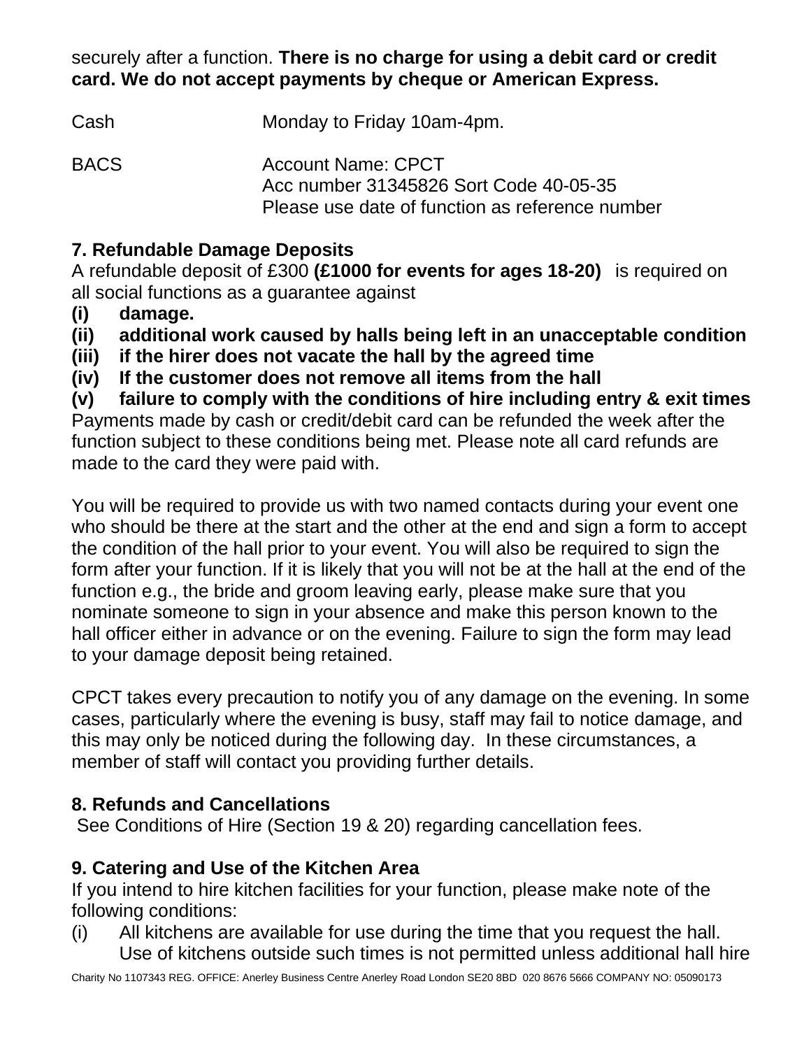securely after a function. **There is no charge for using a debit card or credit card. We do not accept payments by cheque or American Express.**

| | |
|---|---|
| Cash | Monday to Friday 10am-4pm. |
| BACS | Account Name: CPCT<br>Acc number 31345826 Sort Code 40-05-35<br>Please use date of function as reference number |

## 7. Refundable Damage Deposits

A refundable deposit of £300 **(£1000 for events for ages 18-20)** is required on all social functions as a guarantee against

**(i) damage.**
**(ii) additional work caused by halls being left in an unacceptable condition**
**(iii) if the hirer does not vacate the hall by the agreed time**
**(iv) If the customer does not remove all items from the hall**
**(v) failure to comply with the conditions of hire including entry & exit times**

Payments made by cash or credit/debit card can be refunded the week after the function subject to these conditions being met. Please note all card refunds are made to the card they were paid with.

You will be required to provide us with two named contacts during your event one who should be there at the start and the other at the end and sign a form to accept the condition of the hall prior to your event. You will also be required to sign the form after your function. If it is likely that you will not be at the hall at the end of the function e.g., the bride and groom leaving early, please make sure that you nominate someone to sign in your absence and make this person known to the hall officer either in advance or on the evening. Failure to sign the form may lead to your damage deposit being retained.

CPCT takes every precaution to notify you of any damage on the evening. In some cases, particularly where the evening is busy, staff may fail to notice damage, and this may only be noticed during the following day. In these circumstances, a member of staff will contact you providing further details.

## 8. Refunds and Cancellations

See Conditions of Hire (Section 19 & 20) regarding cancellation fees.

## 9. Catering and Use of the Kitchen Area

If you intend to hire kitchen facilities for your function, please make note of the following conditions:

(i) All kitchens are available for use during the time that you request the hall. Use of kitchens outside such times is not permitted unless additional hall hire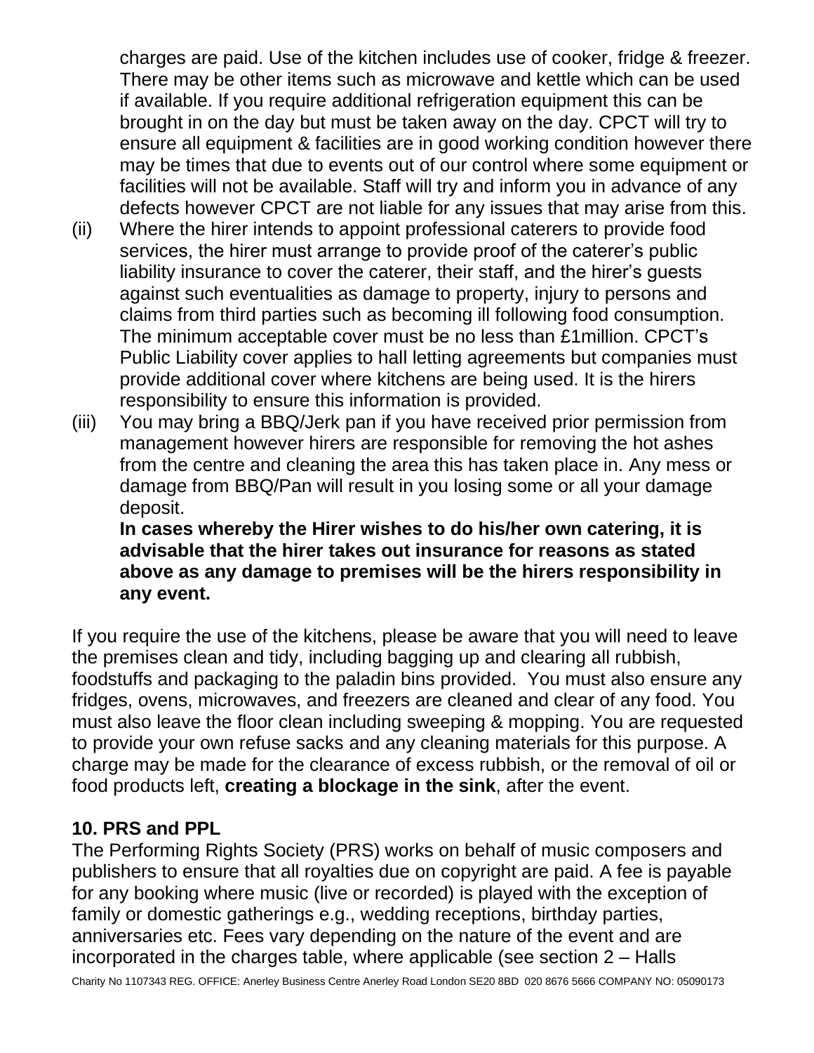charges are paid. Use of the kitchen includes use of cooker, fridge & freezer. There may be other items such as microwave and kettle which can be used if available. If you require additional refrigeration equipment this can be brought in on the day but must be taken away on the day. CPCT will try to ensure all equipment & facilities are in good working condition however there may be times that due to events out of our control where some equipment or facilities will not be available. Staff will try and inform you in advance of any defects however CPCT are not liable for any issues that may arise from this.

(ii) Where the hirer intends to appoint professional caterers to provide food services, the hirer must arrange to provide proof of the caterer's public liability insurance to cover the caterer, their staff, and the hirer's guests against such eventualities as damage to property, injury to persons and claims from third parties such as becoming ill following food consumption. The minimum acceptable cover must be no less than £1million. CPCT's Public Liability cover applies to hall letting agreements but companies must provide additional cover where kitchens are being used. It is the hirers responsibility to ensure this information is provided.

(iii) You may bring a BBQ/Jerk pan if you have received prior permission from management however hirers are responsible for removing the hot ashes from the centre and cleaning the area this has taken place in. Any mess or damage from BBQ/Pan will result in you losing some or all your damage deposit.

**In cases whereby the Hirer wishes to do his/her own catering, it is advisable that the hirer takes out insurance for reasons as stated above as any damage to premises will be the hirers responsibility in any event.**

If you require the use of the kitchens, please be aware that you will need to leave the premises clean and tidy, including bagging up and clearing all rubbish, foodstuffs and packaging to the paladin bins provided. You must also ensure any fridges, ovens, microwaves, and freezers are cleaned and clear of any food. You must also leave the floor clean including sweeping & mopping. You are requested to provide your own refuse sacks and any cleaning materials for this purpose. A charge may be made for the clearance of excess rubbish, or the removal of oil or food products left, **creating a blockage in the sink**, after the event.

## 10. PRS and PPL

The Performing Rights Society (PRS) works on behalf of music composers and publishers to ensure that all royalties due on copyright are paid. A fee is payable for any booking where music (live or recorded) is played with the exception of family or domestic gatherings e.g., wedding receptions, birthday parties, anniversaries etc. Fees vary depending on the nature of the event and are incorporated in the charges table, where applicable (see section 2 – Halls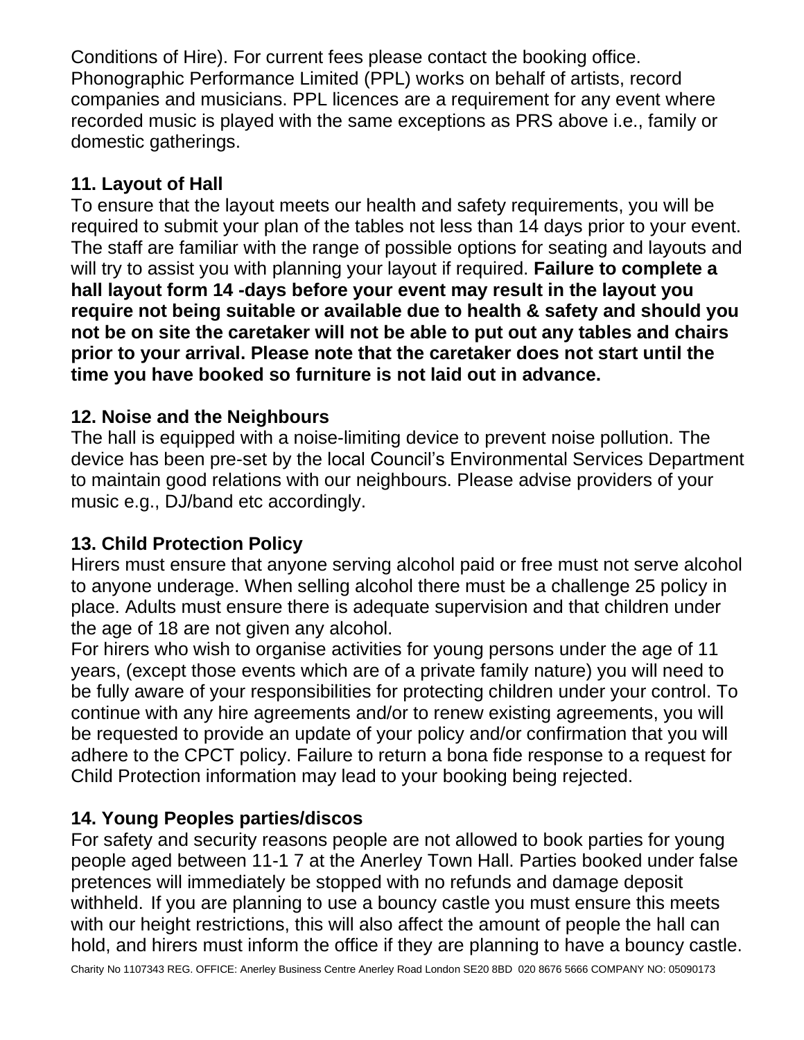Conditions of Hire). For current fees please contact the booking office. Phonographic Performance Limited (PPL) works on behalf of artists, record companies and musicians. PPL licences are a requirement for any event where recorded music is played with the same exceptions as PRS above i.e., family or domestic gatherings.

## 11. Layout of Hall

To ensure that the layout meets our health and safety requirements, you will be required to submit your plan of the tables not less than 14 days prior to your event. The staff are familiar with the range of possible options for seating and layouts and will try to assist you with planning your layout if required. **Failure to complete a hall layout form 14 -days before your event may result in the layout you require not being suitable or available due to health & safety and should you not be on site the caretaker will not be able to put out any tables and chairs prior to your arrival. Please note that the caretaker does not start until the time you have booked so furniture is not laid out in advance.**

## 12. Noise and the Neighbours

The hall is equipped with a noise-limiting device to prevent noise pollution. The device has been pre-set by the local Council's Environmental Services Department to maintain good relations with our neighbours. Please advise providers of your music e.g., DJ/band etc accordingly.

## 13. Child Protection Policy

Hirers must ensure that anyone serving alcohol paid or free must not serve alcohol to anyone underage. When selling alcohol there must be a challenge 25 policy in place. Adults must ensure there is adequate supervision and that children under the age of 18 are not given any alcohol.

For hirers who wish to organise activities for young persons under the age of 11 years, (except those events which are of a private family nature) you will need to be fully aware of your responsibilities for protecting children under your control. To continue with any hire agreements and/or to renew existing agreements, you will be requested to provide an update of your policy and/or confirmation that you will adhere to the CPCT policy. Failure to return a bona fide response to a request for Child Protection information may lead to your booking being rejected.

## 14. Young Peoples parties/discos

For safety and security reasons people are not allowed to book parties for young people aged between 11-1 7 at the Anerley Town Hall. Parties booked under false pretences will immediately be stopped with no refunds and damage deposit withheld. If you are planning to use a bouncy castle you must ensure this meets with our height restrictions, this will also affect the amount of people the hall can hold, and hirers must inform the office if they are planning to have a bouncy castle.

Charity No 1107343 REG. OFFICE: Anerley Business Centre Anerley Road London SE20 8BD 020 8676 5666 COMPANY NO: 05090173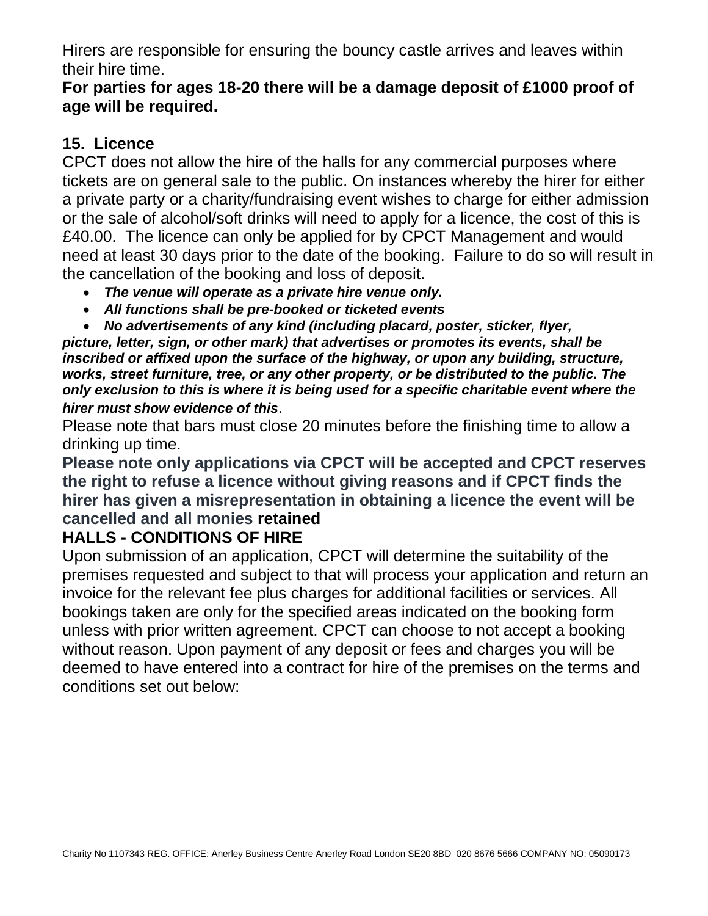Hirers are responsible for ensuring the bouncy castle arrives and leaves within their hire time.

**For parties for ages 18-20 there will be a damage deposit of £1000 proof of age will be required.**

## 15. Licence

CPCT does not allow the hire of the halls for any commercial purposes where tickets are on general sale to the public. On instances whereby the hirer for either a private party or a charity/fundraising event wishes to charge for either admission or the sale of alcohol/soft drinks will need to apply for a licence, the cost of this is £40.00. The licence can only be applied for by CPCT Management and would need at least 30 days prior to the date of the booking. Failure to do so will result in the cancellation of the booking and loss of deposit.

- ***The venue will operate as a private hire venue only.***
- ***All functions shall be pre-booked or ticketed events***
- ***No advertisements of any kind (including placard, poster, sticker, flyer, picture, letter, sign, or other mark) that advertises or promotes its events, shall be inscribed or affixed upon the surface of the highway, or upon any building, structure, works, street furniture, tree, or any other property, or be distributed to the public. The only exclusion to this is where it is being used for a specific charitable event where the hirer must show evidence of this***.

Please note that bars must close 20 minutes before the finishing time to allow a drinking up time.

**Please note only applications via CPCT will be accepted and CPCT reserves the right to refuse a licence without giving reasons and if CPCT finds the hirer has given a misrepresentation in obtaining a licence the event will be cancelled and all monies retained**

## HALLS - CONDITIONS OF HIRE

Upon submission of an application, CPCT will determine the suitability of the premises requested and subject to that will process your application and return an invoice for the relevant fee plus charges for additional facilities or services. All bookings taken are only for the specified areas indicated on the booking form unless with prior written agreement. CPCT can choose to not accept a booking without reason. Upon payment of any deposit or fees and charges you will be deemed to have entered into a contract for hire of the premises on the terms and conditions set out below: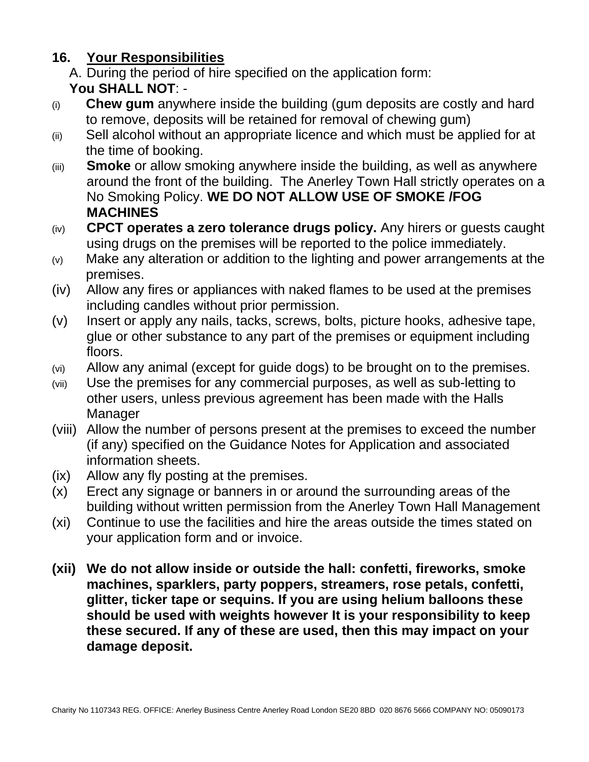## 16. Your Responsibilities

A. During the period of hire specified on the application form:

**You SHALL NOT**: -

(i) **Chew gum** anywhere inside the building (gum deposits are costly and hard to remove, deposits will be retained for removal of chewing gum)

(ii) Sell alcohol without an appropriate licence and which must be applied for at the time of booking.

(iii) **Smoke** or allow smoking anywhere inside the building, as well as anywhere around the front of the building. The Anerley Town Hall strictly operates on a No Smoking Policy. **WE DO NOT ALLOW USE OF SMOKE /FOG MACHINES**

(iv) **CPCT operates a zero tolerance drugs policy.** Any hirers or guests caught using drugs on the premises will be reported to the police immediately.

(v) Make any alteration or addition to the lighting and power arrangements at the premises.

(iv) Allow any fires or appliances with naked flames to be used at the premises including candles without prior permission.

(v) Insert or apply any nails, tacks, screws, bolts, picture hooks, adhesive tape, glue or other substance to any part of the premises or equipment including floors.

(vi) Allow any animal (except for guide dogs) to be brought on to the premises.

(vii) Use the premises for any commercial purposes, as well as sub-letting to other users, unless previous agreement has been made with the Halls Manager

(viii) Allow the number of persons present at the premises to exceed the number (if any) specified on the Guidance Notes for Application and associated information sheets.

(ix) Allow any fly posting at the premises.

(x) Erect any signage or banners in or around the surrounding areas of the building without written permission from the Anerley Town Hall Management

(xi) Continue to use the facilities and hire the areas outside the times stated on your application form and or invoice.

**(xii) We do not allow inside or outside the hall: confetti, fireworks, smoke machines, sparklers, party poppers, streamers, rose petals, confetti, glitter, ticker tape or sequins. If you are using helium balloons these should be used with weights however It is your responsibility to keep these secured. If any of these are used, then this may impact on your damage deposit.**

Charity No 1107343 REG. OFFICE: Anerley Business Centre Anerley Road London SE20 8BD 020 8676 5666 COMPANY NO: 05090173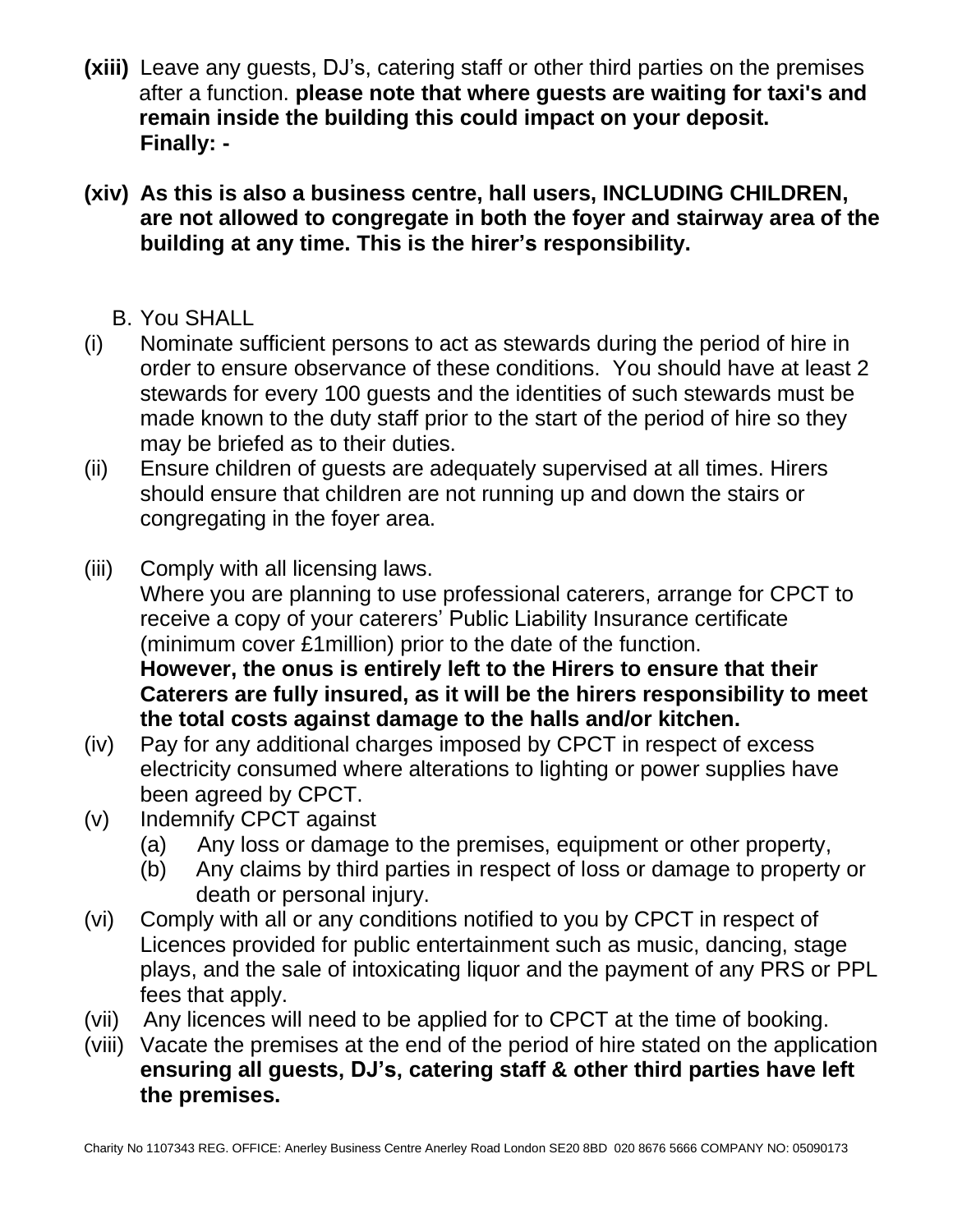**(xiii)** Leave any guests, DJ's, catering staff or other third parties on the premises after a function. **please note that where guests are waiting for taxi's and remain inside the building this could impact on your deposit.**

**Finally: -**

**(xiv) As this is also a business centre, hall users, INCLUDING CHILDREN, are not allowed to congregate in both the foyer and stairway area of the building at any time. This is the hirer's responsibility.**

B. You SHALL

(i) Nominate sufficient persons to act as stewards during the period of hire in order to ensure observance of these conditions. You should have at least 2 stewards for every 100 guests and the identities of such stewards must be made known to the duty staff prior to the start of the period of hire so they may be briefed as to their duties.

(ii) Ensure children of guests are adequately supervised at all times. Hirers should ensure that children are not running up and down the stairs or congregating in the foyer area.

(iii) Comply with all licensing laws.
Where you are planning to use professional caterers, arrange for CPCT to receive a copy of your caterers' Public Liability Insurance certificate (minimum cover £1million) prior to the date of the function.
**However, the onus is entirely left to the Hirers to ensure that their Caterers are fully insured, as it will be the hirers responsibility to meet the total costs against damage to the halls and/or kitchen.**

(iv) Pay for any additional charges imposed by CPCT in respect of excess electricity consumed where alterations to lighting or power supplies have been agreed by CPCT.

(v) Indemnify CPCT against
  (a) Any loss or damage to the premises, equipment or other property,
  (b) Any claims by third parties in respect of loss or damage to property or death or personal injury.

(vi) Comply with all or any conditions notified to you by CPCT in respect of Licences provided for public entertainment such as music, dancing, stage plays, and the sale of intoxicating liquor and the payment of any PRS or PPL fees that apply.

(vii) Any licences will need to be applied for to CPCT at the time of booking.

(viii) Vacate the premises at the end of the period of hire stated on the application **ensuring all guests, DJ's, catering staff & other third parties have left the premises.**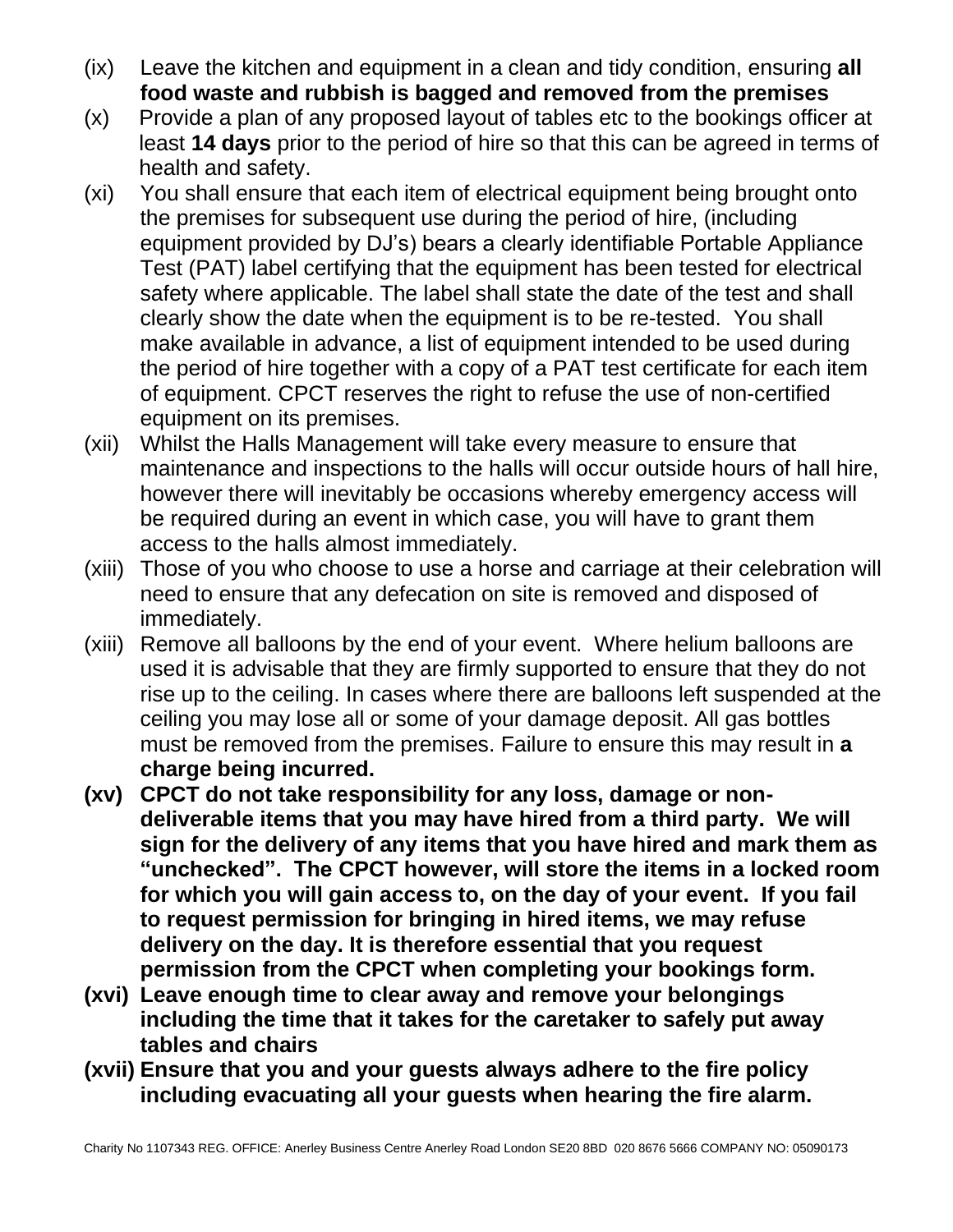(ix) Leave the kitchen and equipment in a clean and tidy condition, ensuring **all food waste and rubbish is bagged and removed from the premises**

(x) Provide a plan of any proposed layout of tables etc to the bookings officer at least **14 days** prior to the period of hire so that this can be agreed in terms of health and safety.

(xi) You shall ensure that each item of electrical equipment being brought onto the premises for subsequent use during the period of hire, (including equipment provided by DJ's) bears a clearly identifiable Portable Appliance Test (PAT) label certifying that the equipment has been tested for electrical safety where applicable. The label shall state the date of the test and shall clearly show the date when the equipment is to be re-tested. You shall make available in advance, a list of equipment intended to be used during the period of hire together with a copy of a PAT test certificate for each item of equipment. CPCT reserves the right to refuse the use of non-certified equipment on its premises.

(xii) Whilst the Halls Management will take every measure to ensure that maintenance and inspections to the halls will occur outside hours of hall hire, however there will inevitably be occasions whereby emergency access will be required during an event in which case, you will have to grant them access to the halls almost immediately.

(xiii) Those of you who choose to use a horse and carriage at their celebration will need to ensure that any defecation on site is removed and disposed of immediately.

(xiii) Remove all balloons by the end of your event. Where helium balloons are used it is advisable that they are firmly supported to ensure that they do not rise up to the ceiling. In cases where there are balloons left suspended at the ceiling you may lose all or some of your damage deposit. All gas bottles must be removed from the premises. Failure to ensure this may result in **a charge being incurred.**

**(xv) CPCT do not take responsibility for any loss, damage or non-deliverable items that you may have hired from a third party. We will sign for the delivery of any items that you have hired and mark them as "unchecked". The CPCT however, will store the items in a locked room for which you will gain access to, on the day of your event. If you fail to request permission for bringing in hired items, we may refuse delivery on the day. It is therefore essential that you request permission from the CPCT when completing your bookings form.**

**(xvi) Leave enough time to clear away and remove your belongings including the time that it takes for the caretaker to safely put away tables and chairs**

**(xvii) Ensure that you and your guests always adhere to the fire policy including evacuating all your guests when hearing the fire alarm.**

Charity No 1107343 REG. OFFICE: Anerley Business Centre Anerley Road London SE20 8BD 020 8676 5666 COMPANY NO: 05090173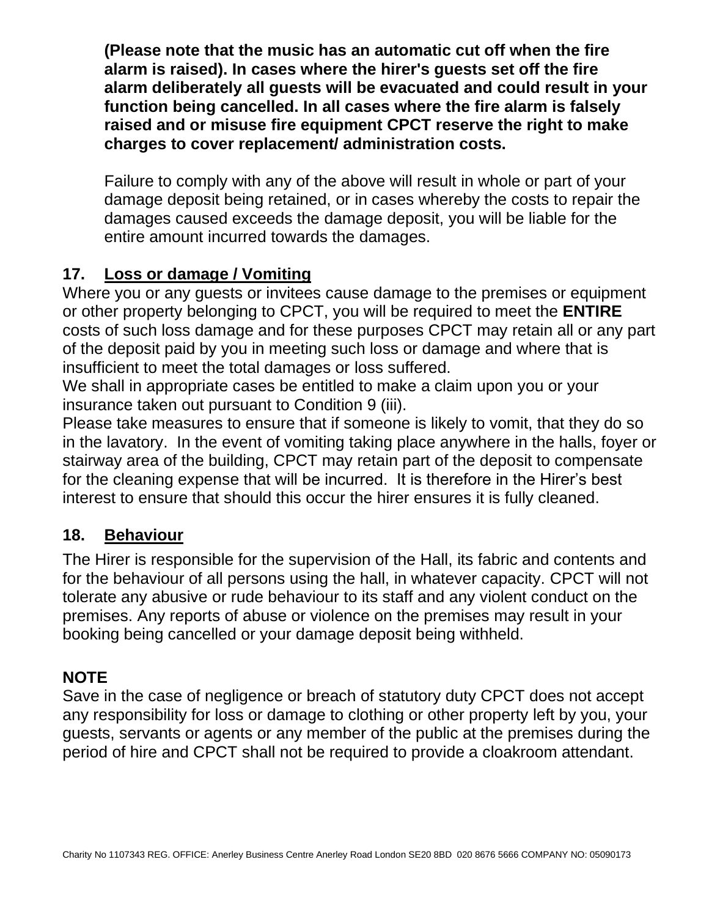**(Please note that the music has an automatic cut off when the fire alarm is raised). In cases where the hirer's guests set off the fire alarm deliberately all guests will be evacuated and could result in your function being cancelled. In all cases where the fire alarm is falsely raised and or misuse fire equipment CPCT reserve the right to make charges to cover replacement/ administration costs.**

Failure to comply with any of the above will result in whole or part of your damage deposit being retained, or in cases whereby the costs to repair the damages caused exceeds the damage deposit, you will be liable for the entire amount incurred towards the damages.

## 17. Loss or damage / Vomiting

Where you or any guests or invitees cause damage to the premises or equipment or other property belonging to CPCT, you will be required to meet the **ENTIRE** costs of such loss damage and for these purposes CPCT may retain all or any part of the deposit paid by you in meeting such loss or damage and where that is insufficient to meet the total damages or loss suffered.

We shall in appropriate cases be entitled to make a claim upon you or your insurance taken out pursuant to Condition 9 (iii).

Please take measures to ensure that if someone is likely to vomit, that they do so in the lavatory. In the event of vomiting taking place anywhere in the halls, foyer or stairway area of the building, CPCT may retain part of the deposit to compensate for the cleaning expense that will be incurred. It is therefore in the Hirer's best interest to ensure that should this occur the hirer ensures it is fully cleaned.

## 18. Behaviour

The Hirer is responsible for the supervision of the Hall, its fabric and contents and for the behaviour of all persons using the hall, in whatever capacity. CPCT will not tolerate any abusive or rude behaviour to its staff and any violent conduct on the premises. Any reports of abuse or violence on the premises may result in your booking being cancelled or your damage deposit being withheld.

## NOTE

Save in the case of negligence or breach of statutory duty CPCT does not accept any responsibility for loss or damage to clothing or other property left by you, your guests, servants or agents or any member of the public at the premises during the period of hire and CPCT shall not be required to provide a cloakroom attendant.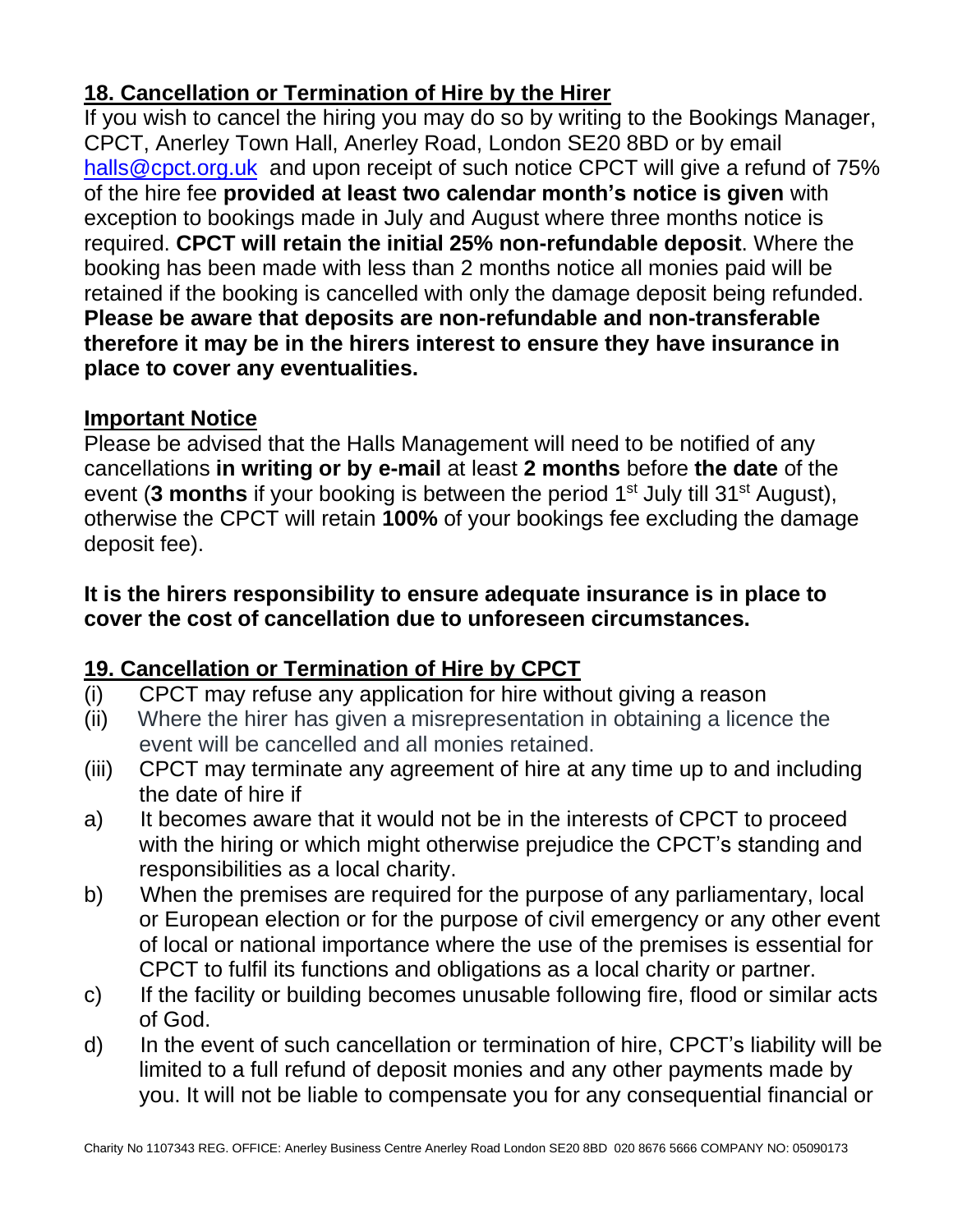## 18. Cancellation or Termination of Hire by the Hirer

If you wish to cancel the hiring you may do so by writing to the Bookings Manager, CPCT, Anerley Town Hall, Anerley Road, London SE20 8BD or by email halls@cpct.org.uk and upon receipt of such notice CPCT will give a refund of 75% of the hire fee **provided at least two calendar month's notice is given** with exception to bookings made in July and August where three months notice is required. **CPCT will retain the initial 25% non-refundable deposit**. Where the booking has been made with less than 2 months notice all monies paid will be retained if the booking is cancelled with only the damage deposit being refunded. **Please be aware that deposits are non-refundable and non-transferable therefore it may be in the hirers interest to ensure they have insurance in place to cover any eventualities.**

### Important Notice

Please be advised that the Halls Management will need to be notified of any cancellations **in writing or by e-mail** at least **2 months** before **the date** of the event (**3 months** if your booking is between the period 1st July till 31st August), otherwise the CPCT will retain **100%** of your bookings fee excluding the damage deposit fee).

**It is the hirers responsibility to ensure adequate insurance is in place to cover the cost of cancellation due to unforeseen circumstances.**

## 19. Cancellation or Termination of Hire by CPCT

(i) CPCT may refuse any application for hire without giving a reason

(ii) Where the hirer has given a misrepresentation in obtaining a licence the event will be cancelled and all monies retained.

(iii) CPCT may terminate any agreement of hire at any time up to and including the date of hire if

a) It becomes aware that it would not be in the interests of CPCT to proceed with the hiring or which might otherwise prejudice the CPCT's standing and responsibilities as a local charity.

b) When the premises are required for the purpose of any parliamentary, local or European election or for the purpose of civil emergency or any other event of local or national importance where the use of the premises is essential for CPCT to fulfil its functions and obligations as a local charity or partner.

c) If the facility or building becomes unusable following fire, flood or similar acts of God.

d) In the event of such cancellation or termination of hire, CPCT's liability will be limited to a full refund of deposit monies and any other payments made by you. It will not be liable to compensate you for any consequential financial or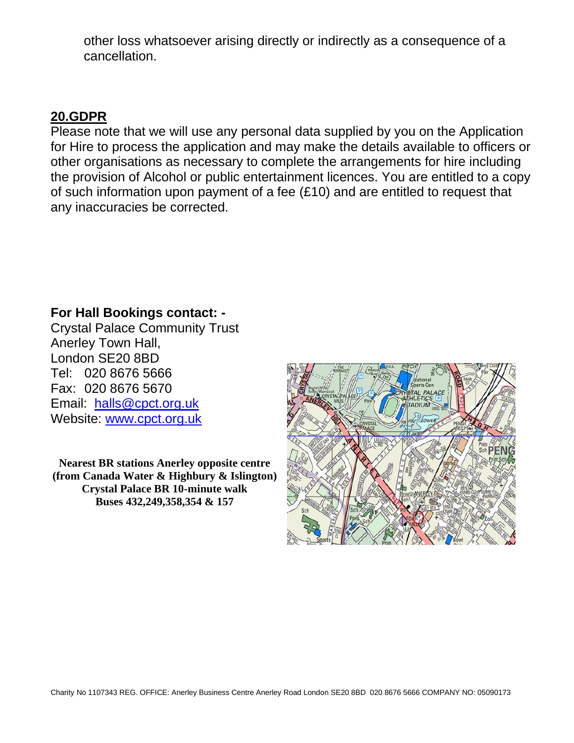other loss whatsoever arising directly or indirectly as a consequence of a cancellation.

## 20.GDPR

Please note that we will use any personal data supplied by you on the Application for Hire to process the application and may make the details available to officers or other organisations as necessary to complete the arrangements for hire including the provision of Alcohol or public entertainment licences. You are entitled to a copy of such information upon payment of a fee (£10) and are entitled to request that any inaccuracies be corrected.

**For Hall Bookings contact: -**

Crystal Palace Community Trust
Anerley Town Hall,
London SE20 8BD
Tel: 020 8676 5666
Fax: 020 8676 5670
Email: [halls@cpct.org.uk](mailto:halls@cpct.org.uk)
Website: [www.cpct.org.uk](http://www.cpct.org.uk)

**Nearest BR stations Anerley opposite centre (from Canada Water & Highbury & Islington) Crystal Palace BR 10-minute walk Buses 432,249,358,354 & 157**

Charity No 1107343 REG. OFFICE: Anerley Business Centre Anerley Road London SE20 8BD 020 8676 5666 COMPANY NO: 05090173